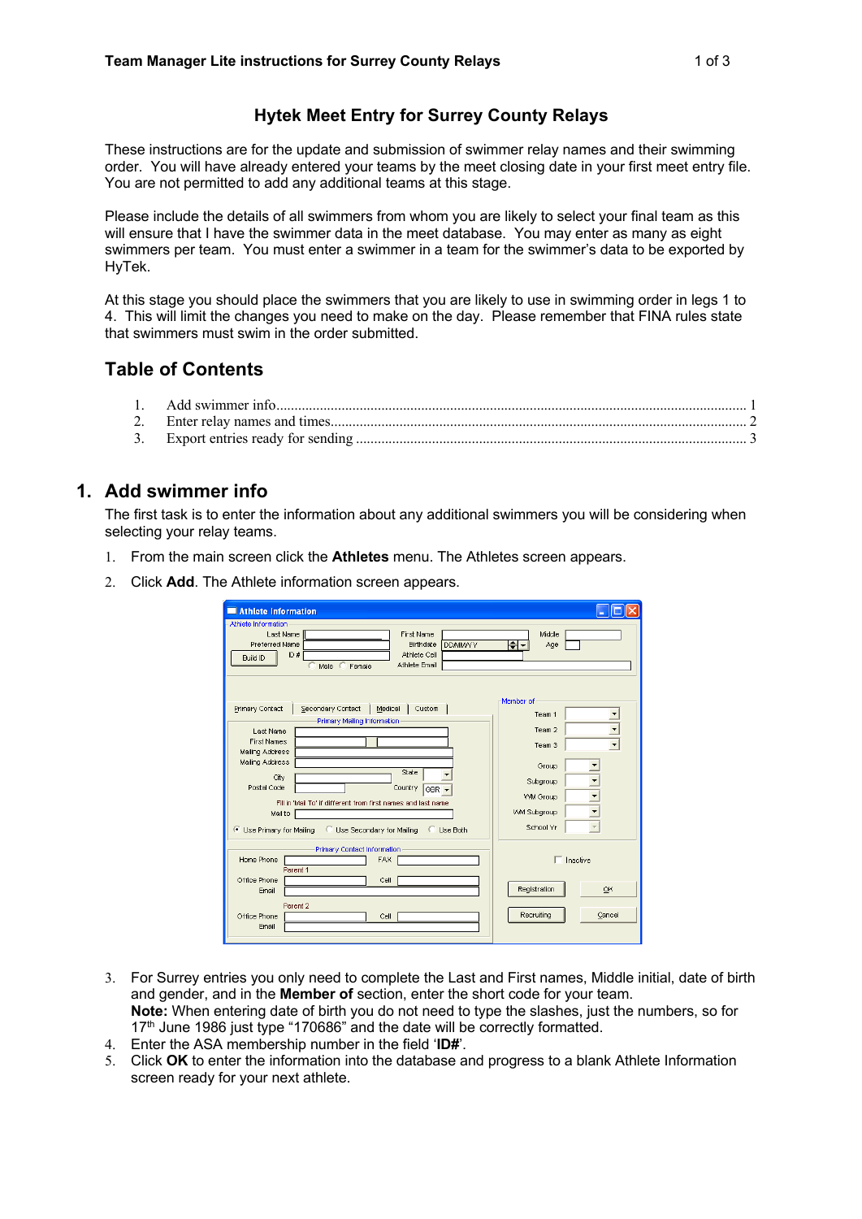# Hytek Meet Entry for Surrey County Relays

These instructions are for the update and submission of swimmer relay names and their swimming order. You will have already entered your teams by the meet closing date in your first meet entry file. You are not permitted to add any additional teams at this stage.

Please include the details of all swimmers from whom you are likely to select your final team as this will ensure that I have the swimmer data in the meet database. You may enter as many as eight swimmers per team. You must enter a swimmer in a team for the swimmer's data to be exported by HyTek.

At this stage you should place the swimmers that you are likely to use in swimming order in legs 1 to 4. This will limit the changes you need to make on the day. Please remember that FINA rules state that swimmers must swim in the order submitted.

## Table of Contents

1. Add swimmer info ........ 1
2. Enter relay names and times ........ 2
3. Export entries ready for sending ........ 3

## 1. Add swimmer info

The first task is to enter the information about any additional swimmers you will be considering when selecting your relay teams.

1. From the main screen click the **Athletes** menu. The Athletes screen appears.
2. Click **Add**. The Athlete information screen appears.
3. For Surrey entries you only need to complete the Last and First names, Middle initial, date of birth and gender, and in the **Member of** section, enter the short code for your team.
   **Note:** When entering date of birth you do not need to type the slashes, just the numbers, so for 17th June 1986 just type "170686" and the date will be correctly formatted.
4. Enter the ASA membership number in the field '**ID#**'.
5. Click **OK** to enter the information into the database and progress to a blank Athlete Information screen ready for your next athlete.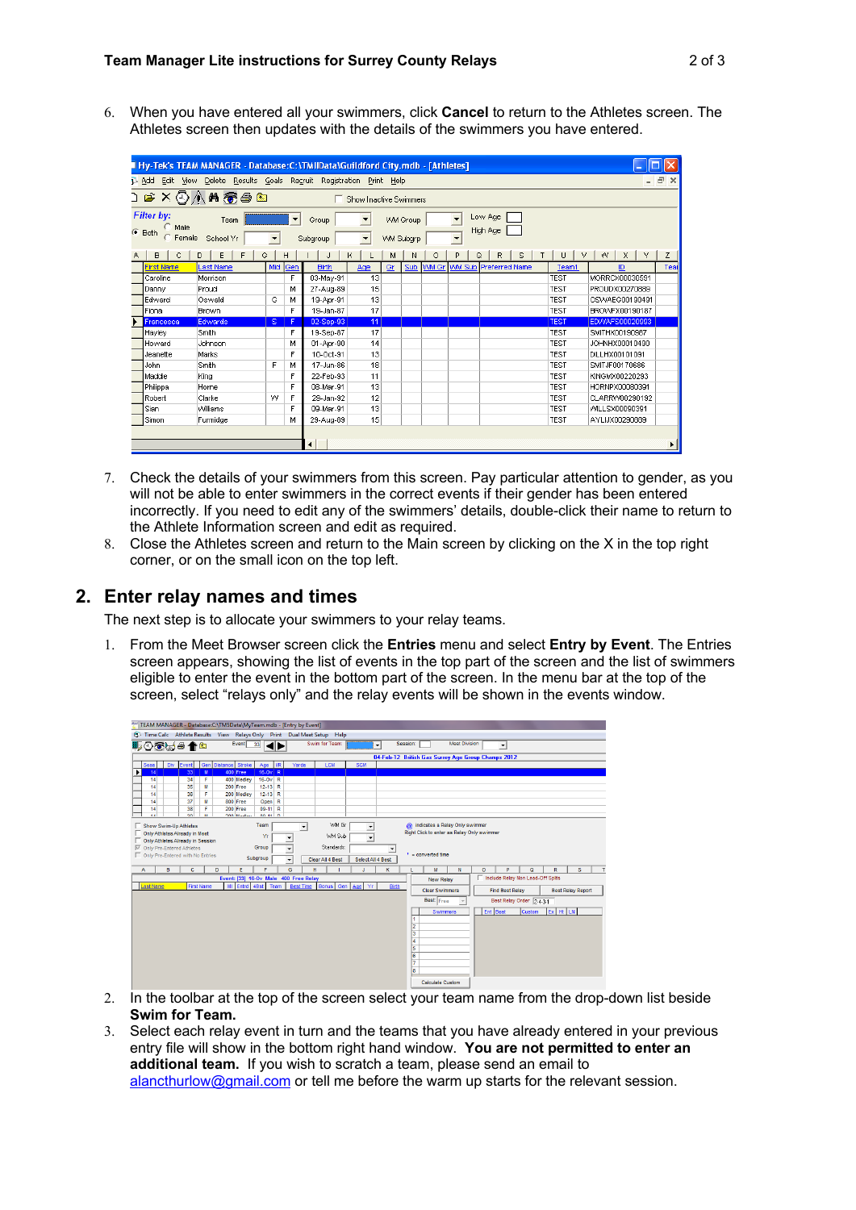6. When you have entered all your swimmers, click **Cancel** to return to the Athletes screen. The Athletes screen then updates with the details of the swimmers you have entered.

7. Check the details of your swimmers from this screen. Pay particular attention to gender, as you will not be able to enter swimmers in the correct events if their gender has been entered incorrectly. If you need to edit any of the swimmers' details, double-click their name to return to the Athlete Information screen and edit as required.
8. Close the Athletes screen and return to the Main screen by clicking on the X in the top right corner, or on the small icon on the top left.

## 2. Enter relay names and times

The next step is to allocate your swimmers to your relay teams.

1. From the Meet Browser screen click the **Entries** menu and select **Entry by Event**. The Entries screen appears, showing the list of events in the top part of the screen and the list of swimmers eligible to enter the event in the bottom part of the screen. In the menu bar at the top of the screen, select "relays only" and the relay events will be shown in the events window.

2. In the toolbar at the top of the screen select your team name from the drop-down list beside **Swim for Team.**
3. Select each relay event in turn and the teams that you have already entered in your previous entry file will show in the bottom right hand window. **You are not permitted to enter an additional team.** If you wish to scratch a team, please send an email to alancthurlow@gmail.com or tell me before the warm up starts for the relevant session.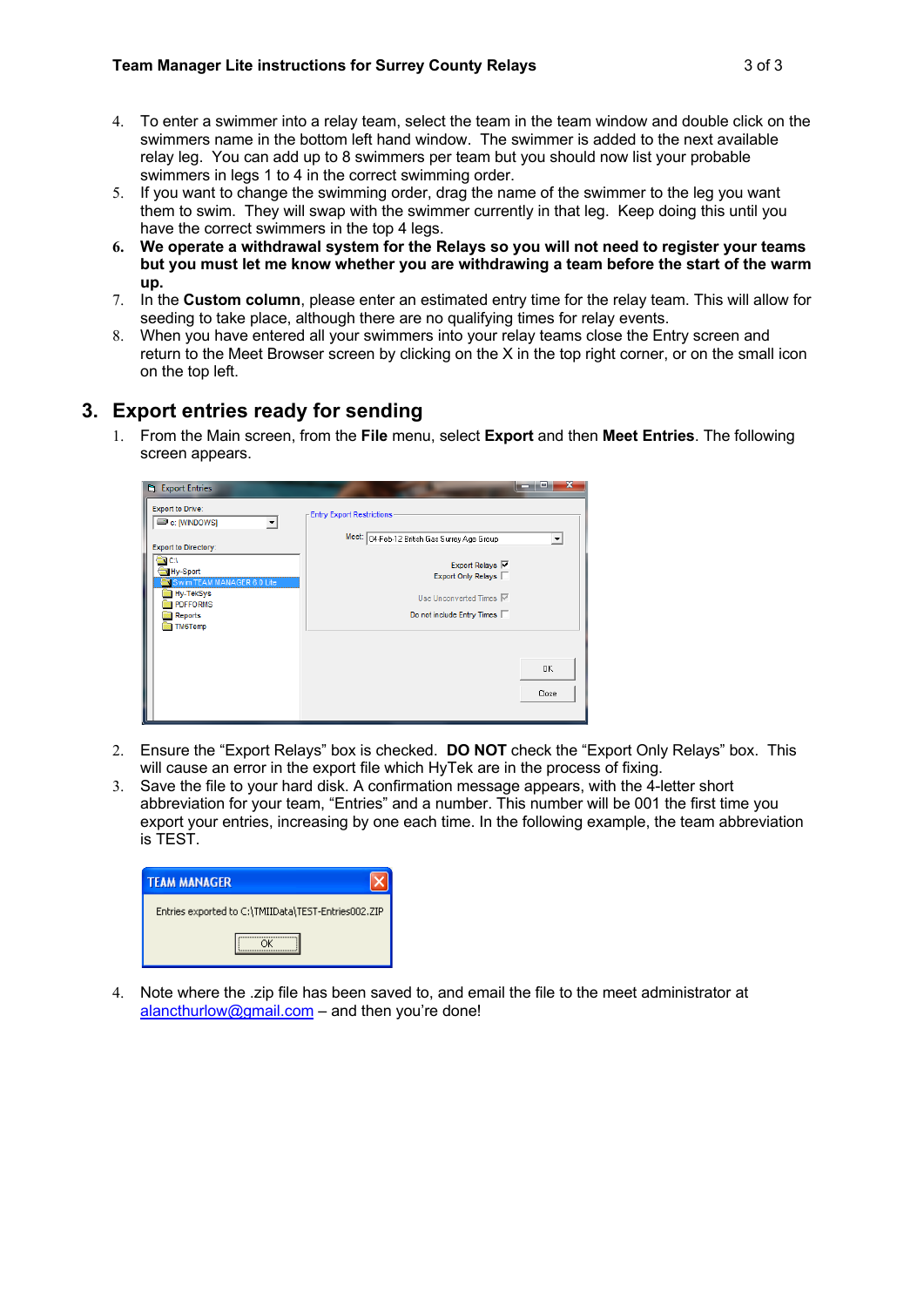4. To enter a swimmer into a relay team, select the team in the team window and double click on the swimmers name in the bottom left hand window. The swimmer is added to the next available relay leg. You can add up to 8 swimmers per team but you should now list your probable swimmers in legs 1 to 4 in the correct swimming order.
5. If you want to change the swimming order, drag the name of the swimmer to the leg you want them to swim. They will swap with the swimmer currently in that leg. Keep doing this until you have the correct swimmers in the top 4 legs.
6. **We operate a withdrawal system for the Relays so you will not need to register your teams but you must let me know whether you are withdrawing a team before the start of the warm up.**
7. In the **Custom column**, please enter an estimated entry time for the relay team. This will allow for seeding to take place, although there are no qualifying times for relay events.
8. When you have entered all your swimmers into your relay teams close the Entry screen and return to the Meet Browser screen by clicking on the X in the top right corner, or on the small icon on the top left.

## 3. Export entries ready for sending

1. From the Main screen, from the **File** menu, select **Export** and then **Meet Entries**. The following screen appears.

2. Ensure the "Export Relays" box is checked. **DO NOT** check the "Export Only Relays" box. This will cause an error in the export file which HyTek are in the process of fixing.
3. Save the file to your hard disk. A confirmation message appears, with the 4-letter short abbreviation for your team, "Entries" and a number. This number will be 001 the first time you export your entries, increasing by one each time. In the following example, the team abbreviation is TEST.

4. Note where the .zip file has been saved to, and email the file to the meet administrator at alancthurlow@gmail.com – and then you're done!